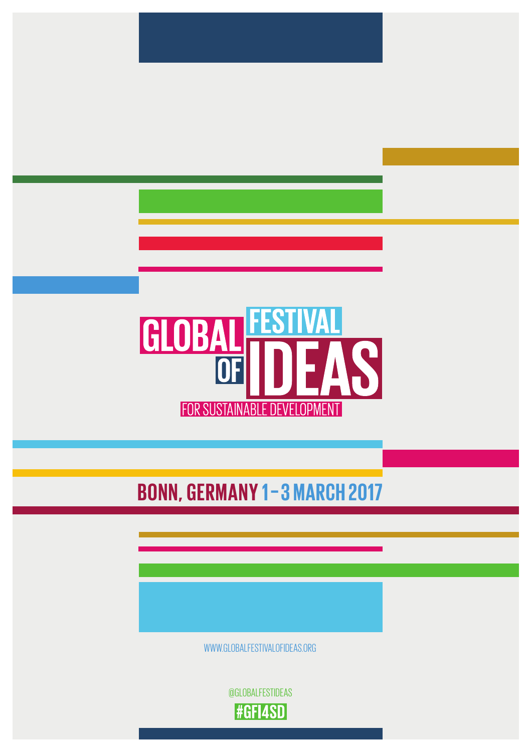# GLOBAL FESTIVAL OF IDEAS

FOR SUSTAINABLE DEVELOPMENT

## BONN, GERMANY 1 – 3 MARCH 2017

WWW.GLOBALFESTIVALOFIDEAS.ORG

@GLOBALFESTIDEAS

**#GFI4SD**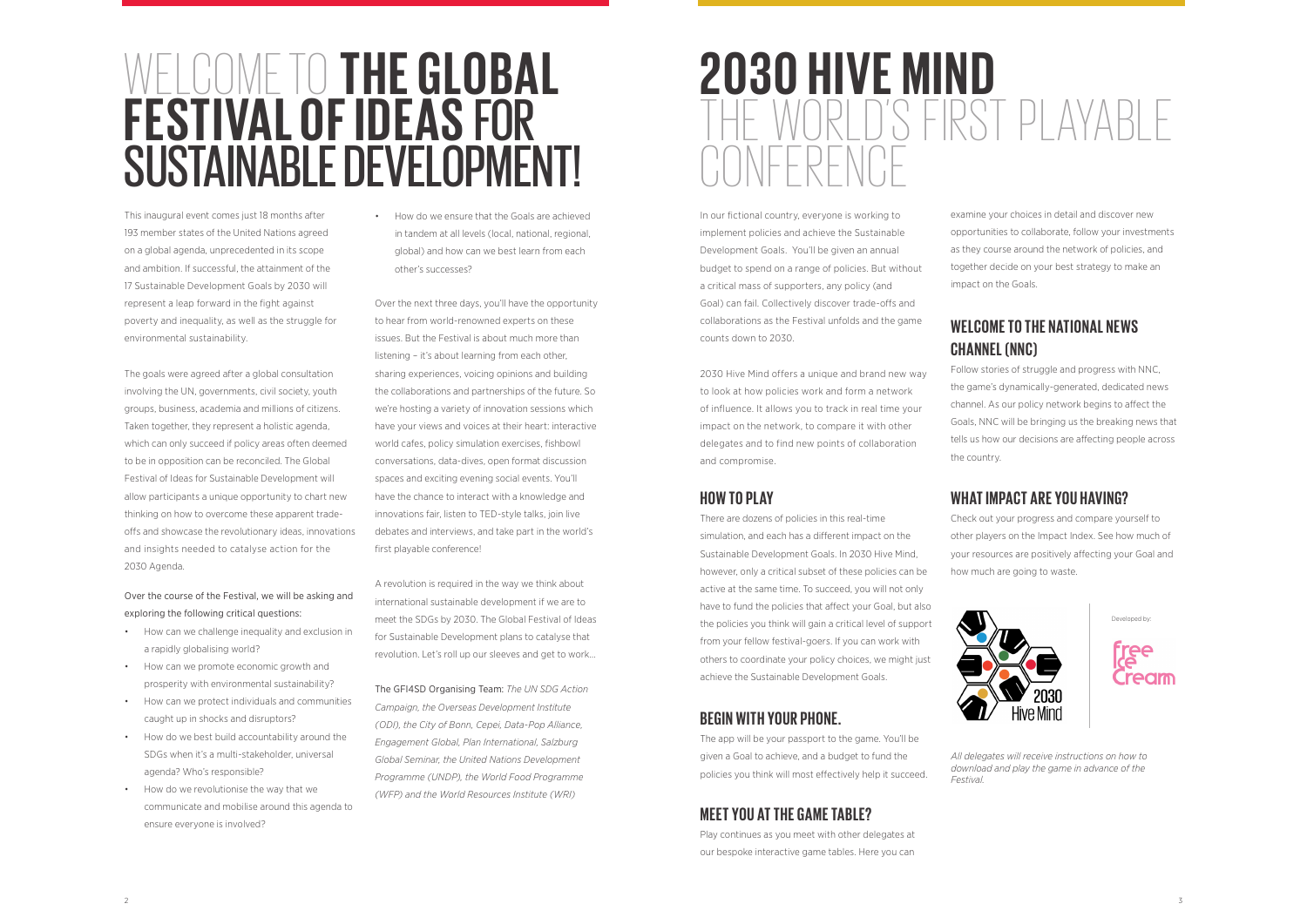# WELCOME TO **THE GLOBAL FESTIVAL OF IDEAS** FOR SUSTAINABLE DEVELOPMENT!

This inaugural event comes just 18 months after 193 member states of the United Nations agreed on a global agenda, unprecedented in its scope and ambition. If successful, the attainment of the 17 Sustainable Development Goals by 2030 will represent a leap forward in the fight against poverty and inequality, as well as the struggle for environmental sustainability.

The goals were agreed after a global consultation involving the UN, governments, civil society, youth groups, business, academia and millions of citizens. Taken together, they represent a holistic agenda, which can only succeed if policy areas often deemed to be in opposition can be reconciled. The Global Festival of Ideas for Sustainable Development will allow participants a unique opportunity to chart new thinking on how to overcome these apparent trade-offs and showcase the revolutionary ideas, innovations and insights needed to catalyse action for the 2030 Agenda.

Over the course of the Festival, we will be asking and exploring the following critical questions:

- How can we challenge inequality and exclusion in a rapidly globalising world?
- How can we promote economic growth and prosperity with environmental sustainability?
- How can we protect individuals and communities caught up in shocks and disruptors?
- How do we best build accountability around the SDGs when it's a multi-stakeholder, universal agenda? Who's responsible?
- How do we revolutionise the way that we communicate and mobilise around this agenda to ensure everyone is involved?
- How do we ensure that the Goals are achieved in tandem at all levels (local, national, regional, global) and how can we best learn from each other's successes?

Over the next three days, you'll have the opportunity to hear from world-renowned experts on these issues. But the Festival is about much more than listening – it's about learning from each other, sharing experiences, voicing opinions and building the collaborations and partnerships of the future. So we're hosting a variety of innovation sessions which have your views and voices at their heart: interactive world cafes, policy simulation exercises, fishbowl conversations, data-dives, open format discussion spaces and exciting evening social events. You'll have the chance to interact with a knowledge and innovations fair, listen to TED-style talks, join live debates and interviews, and take part in the world's first playable conference!

A revolution is required in the way we think about international sustainable development if we are to meet the SDGs by 2030. The Global Festival of Ideas for Sustainable Development plans to catalyse that revolution. Let's roll up our sleeves and get to work...

The GFI4SD Organising Team: *The UN SDG Action Campaign, the Overseas Development Institute (ODI), the City of Bonn, Cepei, Data-Pop Alliance, Engagement Global, Plan International, Salzburg Global Seminar, the United Nations Development Programme (UNDP), the World Food Programme (WFP) and the World Resources Institute (WRI)*

# 2030 HIVE MIND THE WORLD'S FIRST PLAYABLE CONFERENCE

In our fictional country, everyone is working to implement policies and achieve the Sustainable Development Goals. You'll be given an annual budget to spend on a range of policies. But without a critical mass of supporters, any policy (and Goal) can fail. Collectively discover trade-offs and collaborations as the Festival unfolds and the game counts down to 2030.

2030 Hive Mind offers a unique and brand new way to look at how policies work and form a network of influence. It allows you to track in real time your impact on the network, to compare it with other delegates and to find new points of collaboration and compromise.

## HOW TO PLAY

There are dozens of policies in this real-time simulation, and each has a different impact on the Sustainable Development Goals. In 2030 Hive Mind, however, only a critical subset of these policies can be active at the same time. To succeed, you will not only have to fund the policies that affect your Goal, but also the policies you think will gain a critical level of support from your fellow festival-goers. If you can work with others to coordinate your policy choices, we might just achieve the Sustainable Development Goals.

## BEGIN WITH YOUR PHONE.

The app will be your passport to the game. You'll be given a Goal to achieve, and a budget to fund the policies you think will most effectively help it succeed.

## MEET YOU AT THE GAME TABLE?

Play continues as you meet with other delegates at our bespoke interactive game tables. Here you can examine your choices in detail and discover new opportunities to collaborate, follow your investments as they course around the network of policies, and together decide on your best strategy to make an impact on the Goals.

## WELCOME TO THE NATIONAL NEWS CHANNEL (NNC)

Follow stories of struggle and progress with NNC, the game's dynamically-generated, dedicated news channel. As our policy network begins to affect the Goals, NNC will be bringing us the breaking news that tells us how our decisions are affecting people across the country.

## WHAT IMPACT ARE YOU HAVING?

Check out your progress and compare yourself to other players on the Impact Index. See how much of your resources are positively affecting your Goal and how much are going to waste.

2030 Hive Mind

Developed by: Free Ice Cream

*All delegates will receive instructions on how to download and play the game in advance of the Festival.*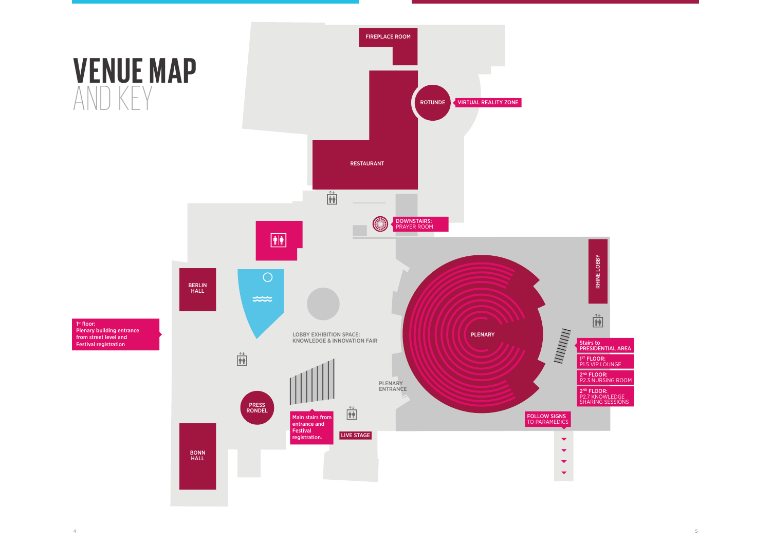# VENUE MAP
AND KEY

FIREPLACE ROOM

ROTUNDE

VIRTUAL REALITY ZONE

RESTAURANT

DOWNSTAIRS: PRAYER ROOM

BERLIN HALL

RHINE LOBBY

PLENARY

1st floor: Plenary building entrance from street level and Festival registration

LOBBY EXHIBITION SPACE: KNOWLEDGE & INNOVATION FAIR

Stairs to PRESIDENTIAL AREA

1ST FLOOR: P1.5 VIP LOUNGE

2ND FLOOR: P2.3 NURSING ROOM

2ND FLOOR: P2.7 KNOWLEDGE SHARING SESSIONS

PLENARY ENTRANCE

PRESS RONDEL

Main stairs from entrance and Festival registration.

LIVE STAGE

FOLLOW SIGNS TO PARAMEDICS

BONN HALL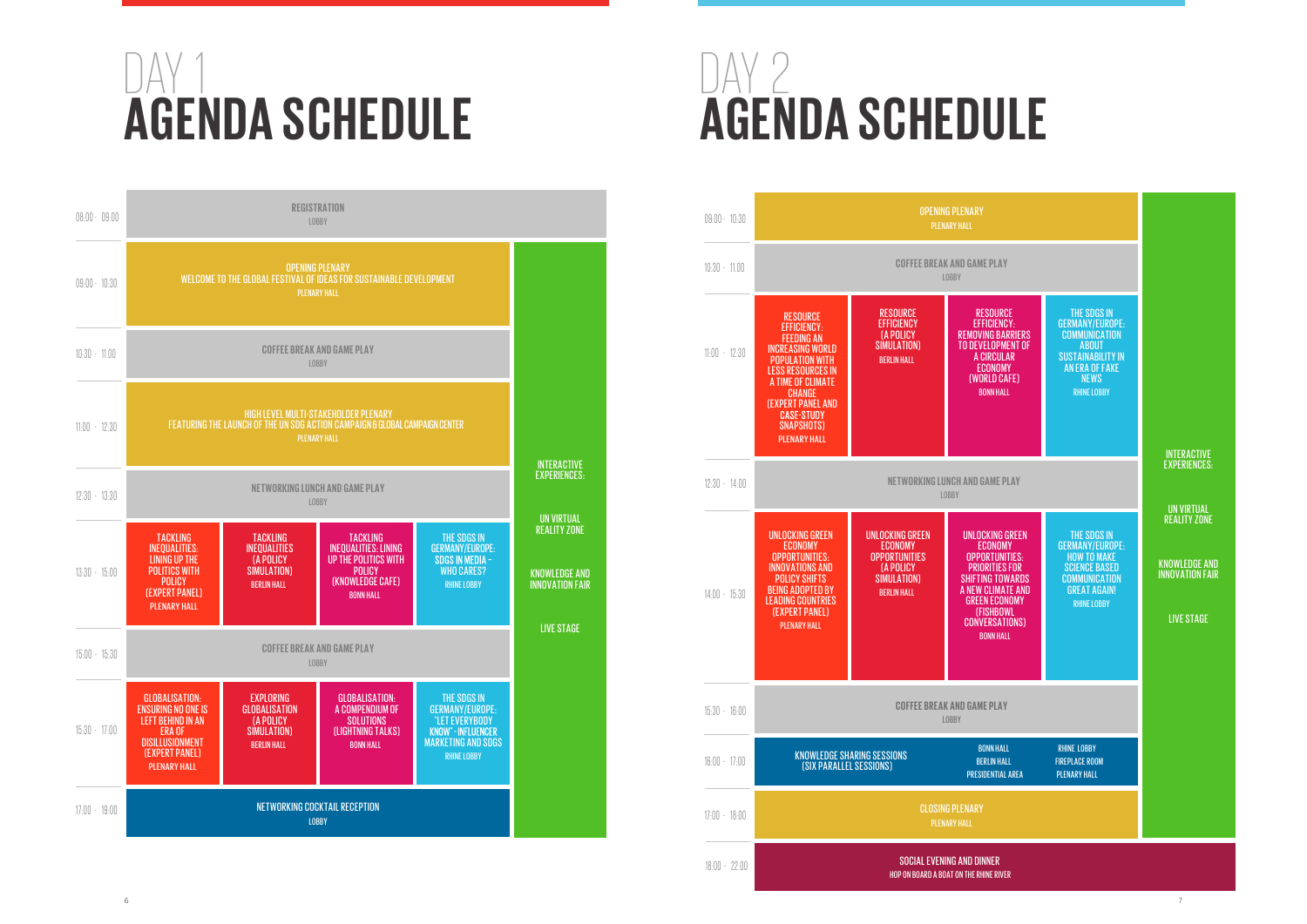# DAY 1 AGENDA SCHEDULE

| Time | | | | | |
|---|---|---|---|---|---|
| 08:00 - 09:00 | REGISTRATION<br>LOBBY | | | | |
| 09:00 - 10:30 | OPENING PLENARY<br>WELCOME TO THE GLOBAL FESTIVAL OF IDEAS FOR SUSTAINABLE DEVELOPMENT<br>PLENARY HALL | | | | INTERACTIVE EXPERIENCES:<br>UN VIRTUAL REALITY ZONE<br>KNOWLEDGE AND INNOVATION FAIR<br>LIVE STAGE |
| 10:30 - 11:00 | COFFEE BREAK AND GAME PLAY<br>LOBBY | | | | |
| 11:00 - 12:30 | HIGH LEVEL MULTI-STAKEHOLDER PLENARY<br>FEATURING THE LAUNCH OF THE UN SDG ACTION CAMPAIGN & GLOBAL CAMPAIGN CENTER<br>PLENARY HALL | | | | |
| 12:30 - 13:30 | NETWORKING LUNCH AND GAME PLAY<br>LOBBY | | | | |
| 13:30 - 15:00 | TACKLING INEQUALITIES: LINING UP THE POLITICS WITH POLICY (EXPERT PANEL)<br>PLENARY HALL | TACKLING INEQUALITIES (A POLICY SIMULATION)<br>BERLIN HALL | TACKLING INEQUALITIES: LINING UP THE POLITICS WITH POLICY (KNOWLEDGE CAFE)<br>BONN HALL | THE SDGS IN GERMANY/EUROPE: SDGS IN MEDIA – WHO CARES?<br>RHINE LOBBY | |
| 15:00 - 15:30 | COFFEE BREAK AND GAME PLAY<br>LOBBY | | | | |
| 15:30 - 17:00 | GLOBALISATION: ENSURING NO ONE IS LEFT BEHIND IN AN ERA OF DISILLUSIONMENT (EXPERT PANEL)<br>PLENARY HALL | EXPLORING GLOBALISATION (A POLICY SIMULATION)<br>BERLIN HALL | GLOBALISATION: A COMPENDIUM OF SOLUTIONS (LIGHTNING TALKS)<br>BONN HALL | THE SDGS IN GERMANY/EUROPE: "LET EVERYBODY KNOW" - INFLUENCER MARKETING AND SDGS<br>RHINE LOBBY | |
| 17:00 - 19:00 | NETWORKING COCKTAIL RECEPTION<br>LOBBY | | | | |

# DAY 2 AGENDA SCHEDULE

| Time | | | | | |
|---|---|---|---|---|---|
| 09:00 - 10:30 | OPENING PLENARY<br>PLENARY HALL | | | | INTERACTIVE EXPERIENCES:<br>UN VIRTUAL REALITY ZONE<br>KNOWLEDGE AND INNOVATION FAIR<br>LIVE STAGE |
| 10:30 - 11:00 | COFFEE BREAK AND GAME PLAY<br>LOBBY | | | | |
| 11:00 - 12:30 | RESOURCE EFFICIENCY: FEEDING AN INCREASING WORLD POPULATION WITH LESS RESOURCES IN A TIME OF CLIMATE CHANGE (EXPERT PANEL AND CASE-STUDY SNAPSHOTS)<br>PLENARY HALL | RESOURCE EFFICIENCY (A POLICY SIMULATION)<br>BERLIN HALL | RESOURCE EFFICIENCY: REMOVING BARRIERS TO DEVELOPMENT OF A CIRCULAR ECONOMY (WORLD CAFE)<br>BONN HALL | THE SDGS IN GERMANY/EUROPE: COMMUNICATION ABOUT SUSTAINABILITY IN AN ERA OF FAKE NEWS<br>RHINE LOBBY | |
| 12:30 - 14:00 | NETWORKING LUNCH AND GAME PLAY<br>LOBBY | | | | |
| 14:00 - 15:30 | UNLOCKING GREEN ECONOMY OPPORTUNITIES: INNOVATIONS AND POLICY SHIFTS BEING ADOPTED BY LEADING COUNTRIES (EXPERT PANEL)<br>PLENARY HALL | UNLOCKING GREEN ECONOMY OPPORTUNITIES (A POLICY SIMULATION)<br>BERLIN HALL | UNLOCKING GREEN ECONOMY OPPORTUNITIES: PRIORITIES FOR SHIFTING TOWARDS A NEW CLIMATE AND GREEN ECONOMY (FISHBOWL CONVERSATIONS)<br>BONN HALL | THE SDGS IN GERMANY/EUROPE: HOW TO MAKE SCIENCE BASED COMMUNICATION GREAT AGAIN!<br>RHINE LOBBY | |
| 15:30 - 16:00 | COFFEE BREAK AND GAME PLAY<br>LOBBY | | | | |
| 16:00 - 17:00 | KNOWLEDGE SHARING SESSIONS (SIX PARALLEL SESSIONS) | | BONN HALL<br>BERLIN HALL<br>PRESIDENTIAL AREA | RHINE LOBBY<br>FIREPLACE ROOM<br>PLENARY HALL | |
| 17:00 - 18:00 | CLOSING PLENARY<br>PLENARY HALL | | | | |
| 18:00 - 22:00 | SOCIAL EVENING AND DINNER<br>HOP ON BOARD A BOAT ON THE RHINE RIVER | | | | |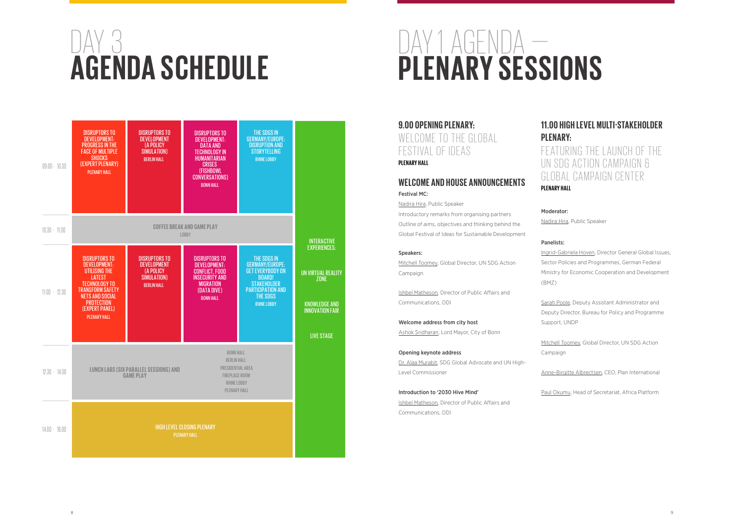# DAY 3 AGENDA SCHEDULE

| Time | | | | | |
|---|---|---|---|---|---|
| 09:00 - 10:30 | DISRUPTORS TO DEVELOPMENT: PROGRESS IN THE FACE OF MULTIPLE SHOCKS (EXPERT PLENARY) PLENARY HALL | DISRUPTORS TO DEVELOPMENT (A POLICY SIMULATION) BERLIN HALL | DISRUPTORS TO DEVELOPMENT: DATA AND TECHNOLOGY IN HUMANITARIAN CRISES (FISHBOWL CONVERSATIONS) BONN HALL | THE SDGS IN GERMANY/EUROPE: DISRUPTION AND STORYTELLING RHINE LOBBY | INTERACTIVE EXPERIENCES: UN VIRTUAL REALITY ZONE; KNOWLEDGE AND INNOVATION FAIR; LIVE STAGE |
| 10:30 - 11:00 | COFFEE BREAK AND GAME PLAY LOBBY | | | | |
| 11:00 - 12:30 | DISRUPTORS TO DEVELOPMENT: UTILISING THE LATEST TECHNOLOGY TO TRANSFORM SAFETY NETS AND SOCIAL PROTECTION (EXPERT PANEL) PLENARY HALL | DISRUPTORS TO DEVELOPMENT (A POLICY SIMULATION) BERLIN HALL | DISRUPTORS TO DEVELOPMENT: CONFLICT, FOOD INSECURITY AND MIGRATION (DATA DIVE) BONN HALL | THE SDGS IN GERMANY/EUROPE: GET EVERYBODY ON BOARD! STAKEHOLDER PARTICIPATION AND THE SDGS RHINE LOBBY | |
| 12:30 - 14:00 | LUNCH LABS (SIX PARALLEL SESSIONS) AND GAME PLAY — BONN HALL, BERLIN HALL, PRESIDENTIAL AREA, FIREPLACE ROOM, RHINE LOBBY, PLENARY HALL | | | | |
| 14:00 - 16:00 | HIGH LEVEL CLOSING PLENARY PLENARY HALL | | | | |

# DAY 1 AGENDA — PLENARY SESSIONS

## 9.00 OPENING PLENARY:

WELCOME TO THE GLOBAL FESTIVAL OF IDEAS

**PLENARY HALL**

### WELCOME AND HOUSE ANNOUNCEMENTS

**Festival MC:**

Nadira Hira, Public Speaker

Introductory remarks from organising partners

Outline of aims, objectives and thinking behind the Global Festival of Ideas for Sustainable Development

**Speakers:**

Mitchell Toomey, Global Director, UN SDG Action Campaign

Ishbel Matheson, Director of Public Affairs and Communications, ODI

**Welcome address from city host**

Ashok Sridharan, Lord Mayor, City of Bonn

**Opening keynote address**

Dr. Alaa Murabit, SDG Global Advocate and UN High-Level Commissioner

**Introduction to '2030 Hive Mind'**

Ishbel Matheson, Director of Public Affairs and Communications, ODI

## 11.00 HIGH LEVEL MULTI-STAKEHOLDER PLENARY:

FEATURING THE LAUNCH OF THE UN SDG ACTION CAMPAIGN & GLOBAL CAMPAIGN CENTER

**PLENARY HALL**

**Moderator:**

Nadira Hira, Public Speaker

**Panelists:**

Ingrid-Gabriela Hoven, Director General Global Issues, Sector Policies and Programmes, German Federal Ministry for Economic Cooperation and Development (BMZ)

Sarah Poole, Deputy Assistant Administrator and Deputy Director, Bureau for Policy and Programme Support, UNDP

Mitchell Toomey, Global Director, UN SDG Action Campaign

Anne-Birgitte Albrectsen, CEO, Plan International

Paul Okumu, Head of Secretariat, Africa Platform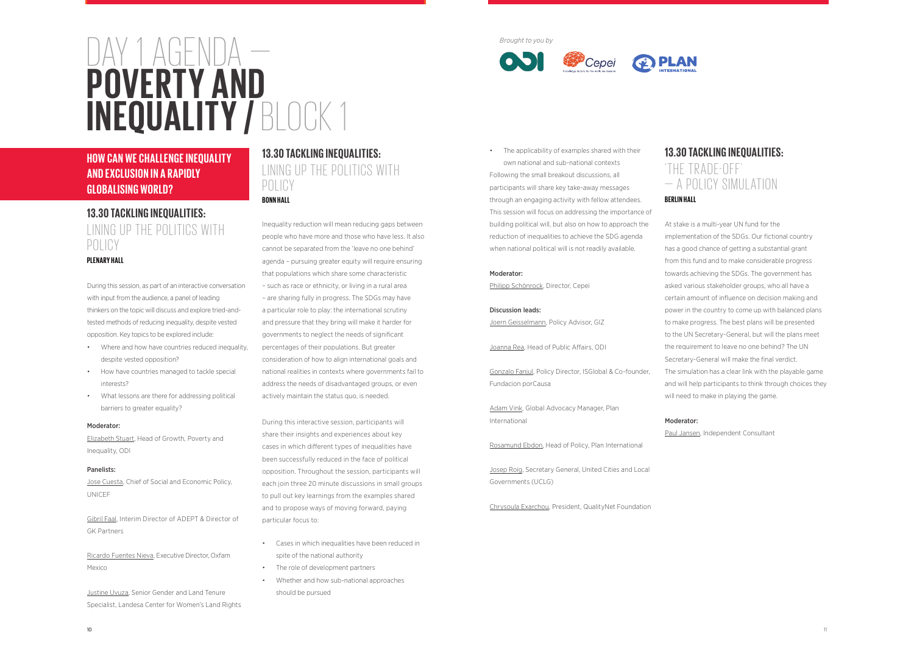# DAY 1 AGENDA — POVERTY AND INEQUALITY / BLOCK 1

*Brought to you by*

ODI · Cepei · PLAN International

## HOW CAN WE CHALLENGE INEQUALITY AND EXCLUSION IN A RAPIDLY GLOBALISING WORLD?

### 13.30 TACKLING INEQUALITIES: LINING UP THE POLITICS WITH POLICY

**PLENARY HALL**

During this session, as part of an interactive conversation with input from the audience, a panel of leading thinkers on the topic will discuss and explore tried-and-tested methods of reducing inequality, despite vested opposition. Key topics to be explored include:

- Where and how have countries reduced inequality, despite vested opposition?
- How have countries managed to tackle special interests?
- What lessons are there for addressing political barriers to greater equality?

**Moderator:**

Elizabeth Stuart, Head of Growth, Poverty and Inequality, ODI

**Panelists:**

Jose Cuesta, Chief of Social and Economic Policy, UNICEF

Gibril Faal, Interim Director of ADEPT & Director of GK Partners

Ricardo Fuentes Nieva, Executive Director, Oxfam Mexico

Justine Uvuza, Senior Gender and Land Tenure Specialist, Landesa Center for Women's Land Rights

### 13.30 TACKLING INEQUALITIES: LINING UP THE POLITICS WITH POLICY

**BONN HALL**

Inequality reduction will mean reducing gaps between people who have more and those who have less. It also cannot be separated from the 'leave no one behind' agenda – pursuing greater equity will require ensuring that populations which share some characteristic – such as race or ethnicity, or living in a rural area – are sharing fully in progress. The SDGs may have a particular role to play: the international scrutiny and pressure that they bring will make it harder for governments to neglect the needs of significant percentages of their populations. But greater consideration of how to align international goals and national realities in contexts where governments fail to address the needs of disadvantaged groups, or even actively maintain the status quo, is needed.

During this interactive session, participants will share their insights and experiences about key cases in which different types of inequalities have been successfully reduced in the face of political opposition. Throughout the session, participants will each join three 20 minute discussions in small groups to pull out key learnings from the examples shared and to propose ways of moving forward, paying particular focus to:

- Cases in which inequalities have been reduced in spite of the national authority
- The role of development partners
- Whether and how sub-national approaches should be pursued
- The applicability of examples shared with their own national and sub-national contexts

Following the small breakout discussions, all participants will share key take-away messages through an engaging activity with fellow attendees. This session will focus on addressing the importance of building political will, but also on how to approach the reduction of inequalities to achieve the SDG agenda when national political will is not readily available.

**Moderator:**

Philipp Schönrock, Director, Cepei

**Discussion leads:**

Joern Geisselmann, Policy Advisor, GIZ

Joanna Rea, Head of Public Affairs, ODI

Gonzalo Fanjul, Policy Director, ISGlobal & Co-founder, Fundacion porCausa

Adam Vink, Global Advocacy Manager, Plan International

Rosamund Ebdon, Head of Policy, Plan International

Josep Roig, Secretary General, United Cities and Local Governments (UCLG)

Chrysoula Exarchou, President, QualityNet Foundation

### 13.30 TACKLING INEQUALITIES: 'THE TRADE-OFF' — A POLICY SIMULATION

**BERLIN HALL**

At stake is a multi-year UN fund for the implementation of the SDGs. Our fictional country has a good chance of getting a substantial grant from this fund and to make considerable progress towards achieving the SDGs. The government has asked various stakeholder groups, who all have a certain amount of influence on decision making and power in the country to come up with balanced plans to make progress. The best plans will be presented to the UN Secretary-General, but will the plans meet the requirement to leave no one behind? The UN Secretary-General will make the final verdict. The simulation has a clear link with the playable game and will help participants to think through choices they will need to make in playing the game.

**Moderator:**

Paul Jansen, Independent Consultant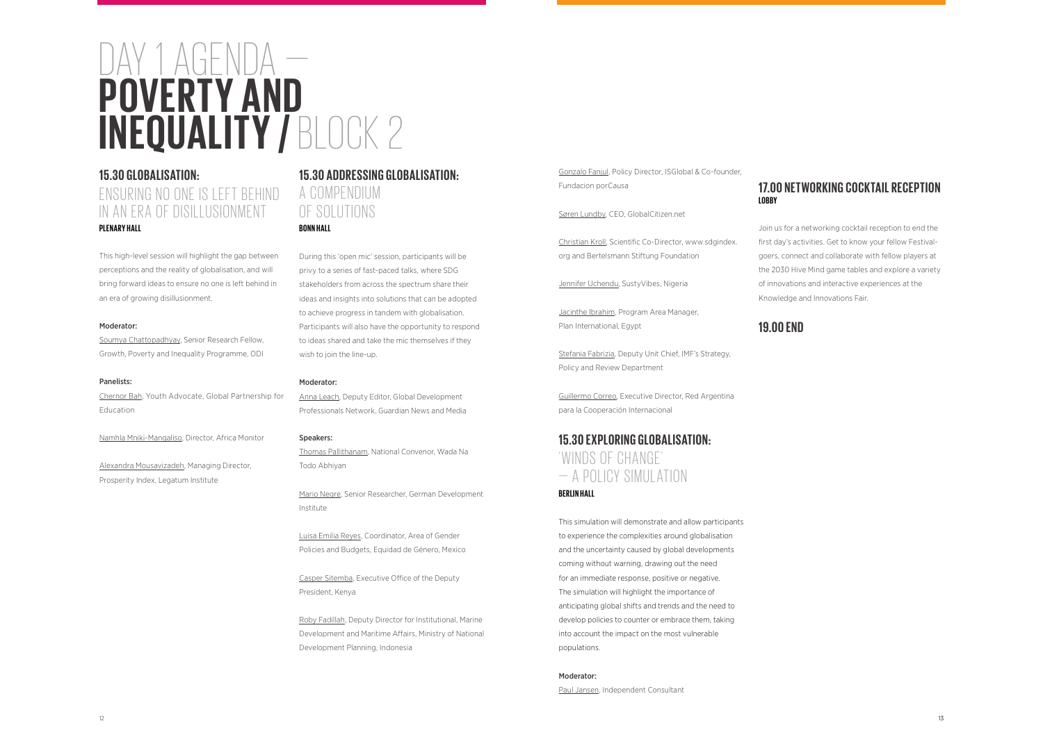# DAY 1 AGENDA — POVERTY AND INEQUALITY / BLOCK 2

## 15.30 GLOBALISATION: ENSURING NO ONE IS LEFT BEHIND IN AN ERA OF DISILLUSIONMENT

**PLENARY HALL**

This high-level session will highlight the gap between perceptions and the reality of globalisation, and will bring forward ideas to ensure no one is left behind in an era of growing disillusionment.

**Moderator:**

Soumya Chattopadhyay, Senior Research Fellow, Growth, Poverty and Inequality Programme, ODI

**Panelists:**

Chernor Bah, Youth Advocate, Global Partnership for Education

Namhla Mniki-Mangaliso, Director, Africa Monitor

Alexandra Mousavizadeh, Managing Director, Prosperity Index, Legatum Institute

## 15.30 ADDRESSING GLOBALISATION: A COMPENDIUM OF SOLUTIONS

**BONN HALL**

During this 'open mic' session, participants will be privy to a series of fast-paced talks, where SDG stakeholders from across the spectrum share their ideas and insights into solutions that can be adopted to achieve progress in tandem with globalisation. Participants will also have the opportunity to respond to ideas shared and take the mic themselves if they wish to join the line-up.

**Moderator:**

Anna Leach, Deputy Editor, Global Development Professionals Network, Guardian News and Media

**Speakers:**

Thomas Pallithanam, National Convenor, Wada Na Todo Abhiyan

Mario Negre, Senior Researcher, German Development Institute

Luisa Emilia Reyes, Coordinator, Area of Gender Policies and Budgets, Equidad de Género, Mexico

Casper Sitemba, Executive Office of the Deputy President, Kenya

Roby Fadillah, Deputy Director for Institutional, Marine Development and Maritime Affairs, Ministry of National Development Planning, Indonesia

Gonzalo Fanjul, Policy Director, ISGlobal & Co-founder, Fundacion porCausa

Søren Lundby, CEO, GlobalCitizen.net

Christian Kroll, Scientific Co-Director, www.sdgindex.org and Bertelsmann Stiftung Foundation

Jennifer Uchendu, SustyVibes, Nigeria

Jacinthe Ibrahim, Program Area Manager, Plan International, Egypt

Stefania Fabrizia, Deputy Unit Chief, IMF's Strategy, Policy and Review Department

Guillermo Correo, Executive Director, Red Argentina para la Cooperación Internacional

## 15.30 EXPLORING GLOBALISATION: 'WINDS OF CHANGE' — A POLICY SIMULATION

**BERLIN HALL**

This simulation will demonstrate and allow participants to experience the complexities around globalisation and the uncertainty caused by global developments coming without warning, drawing out the need for an immediate response, positive or negative. The simulation will highlight the importance of anticipating global shifts and trends and the need to develop policies to counter or embrace them, taking into account the impact on the most vulnerable populations.

**Moderator:**

Paul Jansen, Independent Consultant

## 17.00 NETWORKING COCKTAIL RECEPTION

**LOBBY**

Join us for a networking cocktail reception to end the first day's activities. Get to know your fellow Festival-goers, connect and collaborate with fellow players at the 2030 Hive Mind game tables and explore a variety of innovations and interactive experiences at the Knowledge and Innovations Fair.

## 19.00 END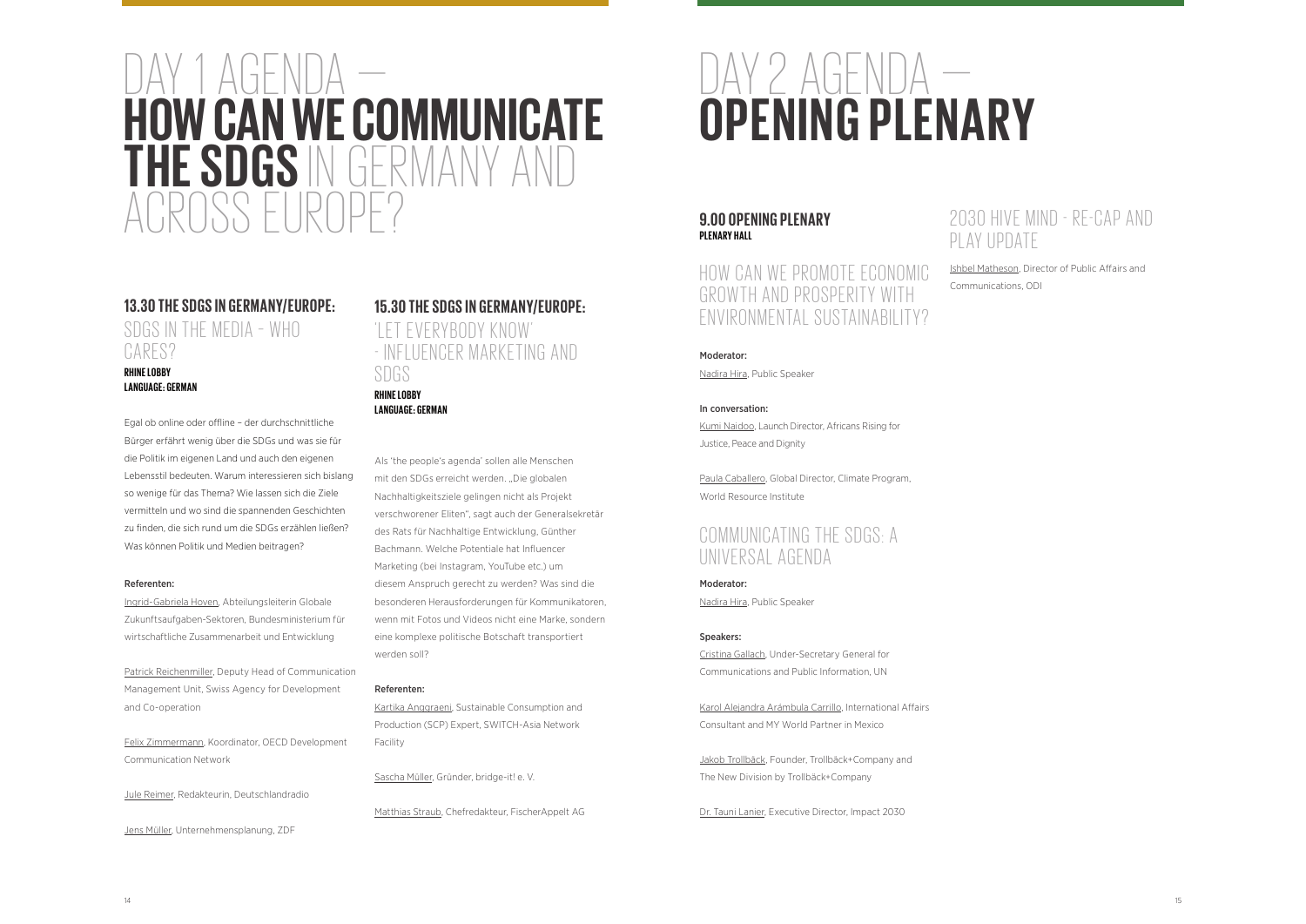# DAY 1 AGENDA — HOW CAN WE COMMUNICATE THE SDGS IN GERMANY AND ACROSS EUROPE?

### 13.30 THE SDGS IN GERMANY/EUROPE:

## SDGS IN THE MEDIA – WHO CARES?

**RHINE LOBBY**
**LANGUAGE: GERMAN**

Egal ob online oder offline – der durchschnittliche Bürger erfährt wenig über die SDGs und was sie für die Politik im eigenen Land und auch den eigenen Lebensstil bedeuten. Warum interessieren sich bislang so wenige für das Thema? Wie lassen sich die Ziele vermitteln und wo sind die spannenden Geschichten zu finden, die sich rund um die SDGs erzählen ließen? Was können Politik und Medien beitragen?

**Referenten:**

Ingrid-Gabriela Hoven, Abteilungsleiterin Globale Zukunftsaufgaben-Sektoren, Bundesministerium für wirtschaftliche Zusammenarbeit und Entwicklung

Patrick Reichenmiller, Deputy Head of Communication Management Unit, Swiss Agency for Development and Co-operation

Felix Zimmermann, Koordinator, OECD Development Communication Network

Jule Reimer, Redakteurin, Deutschlandradio

Jens Müller, Unternehmensplanung, ZDF

### 15.30 THE SDGS IN GERMANY/EUROPE:

## 'LET EVERYBODY KNOW' - INFLUENCER MARKETING AND SDGS

**RHINE LOBBY**
**LANGUAGE: GERMAN**

Als 'the people's agenda' sollen alle Menschen mit den SDGs erreicht werden. „Die globalen Nachhaltigkeitsziele gelingen nicht als Projekt verschworener Eliten", sagt auch der Generalsekretär des Rats für Nachhaltige Entwicklung, Günther Bachmann. Welche Potentiale hat Influencer Marketing (bei Instagram, YouTube etc.) um diesem Anspruch gerecht zu werden? Was sind die besonderen Herausforderungen für Kommunikatoren, wenn mit Fotos und Videos nicht eine Marke, sondern eine komplexe politische Botschaft transportiert werden soll?

**Referenten:**

Kartika Anggraeni, Sustainable Consumption and Production (SCP) Expert, SWITCH-Asia Network Facility

Sascha Müller, Gründer, bridge-it! e. V.

Matthias Straub, Chefredakteur, FischerAppelt AG

# DAY 2 AGENDA — OPENING PLENARY

### 9.00 OPENING PLENARY

**PLENARY HALL**

## HOW CAN WE PROMOTE ECONOMIC GROWTH AND PROSPERITY WITH ENVIRONMENTAL SUSTAINABILITY?

**Moderator:**

Nadira Hira, Public Speaker

**In conversation:**

Kumi Naidoo, Launch Director, Africans Rising for Justice, Peace and Dignity

Paula Caballero, Global Director, Climate Program, World Resource Institute

## COMMUNICATING THE SDGS: A UNIVERSAL AGENDA

**Moderator:**

Nadira Hira, Public Speaker

**Speakers:**

Cristina Gallach, Under-Secretary General for Communications and Public Information, UN

Karol Alejandra Arámbula Carrillo, International Affairs Consultant and MY World Partner in Mexico

Jakob Trollbäck, Founder, Trollbäck+Company and The New Division by Trollbäck+Company

Dr. Tauni Lanier, Executive Director, Impact 2030

## 2030 HIVE MIND - RE-CAP AND PLAY UPDATE

Ishbel Matheson, Director of Public Affairs and Communications, ODI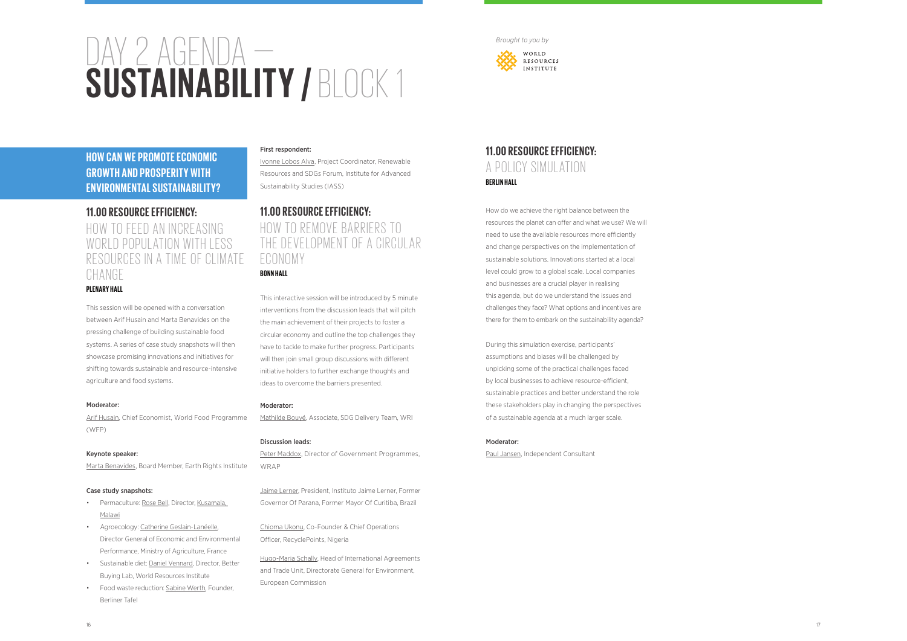# DAY 2 AGENDA — SUSTAINABILITY / BLOCK 1

*Brought to you by*

WORLD RESOURCES INSTITUTE

## HOW CAN WE PROMOTE ECONOMIC GROWTH AND PROSPERITY WITH ENVIRONMENTAL SUSTAINABILITY?

### 11.00 RESOURCE EFFICIENCY: HOW TO FEED AN INCREASING WORLD POPULATION WITH LESS RESOURCES IN A TIME OF CLIMATE CHANGE

**PLENARY HALL**

This session will be opened with a conversation between Arif Husain and Marta Benavides on the pressing challenge of building sustainable food systems. A series of case study snapshots will then showcase promising innovations and initiatives for shifting towards sustainable and resource-intensive agriculture and food systems.

**Moderator:**

Arif Husain, Chief Economist, World Food Programme (WFP)

**Keynote speaker:**

Marta Benavides, Board Member, Earth Rights Institute

**Case study snapshots:**

- Permaculture: Rose Bell, Director, Kusamala, Malawi
- Agroecology: Catherine Geslain-Lanéelle, Director General of Economic and Environmental Performance, Ministry of Agriculture, France
- Sustainable diet: Daniel Vennard, Director, Better Buying Lab, World Resources Institute
- Food waste reduction: Sabine Werth, Founder, Berliner Tafel

**First respondent:**

Ivonne Lobos Alva, Project Coordinator, Renewable Resources and SDGs Forum, Institute for Advanced Sustainability Studies (IASS)

### 11.00 RESOURCE EFFICIENCY: HOW TO REMOVE BARRIERS TO THE DEVELOPMENT OF A CIRCULAR ECONOMY

**BONN HALL**

This interactive session will be introduced by 5 minute interventions from the discussion leads that will pitch the main achievement of their projects to foster a circular economy and outline the top challenges they have to tackle to make further progress. Participants will then join small group discussions with different initiative holders to further exchange thoughts and ideas to overcome the barriers presented.

**Moderator:**

Mathilde Bouyé, Associate, SDG Delivery Team, WRI

**Discussion leads:**

Peter Maddox, Director of Government Programmes, WRAP

Jaime Lerner, President, Instituto Jaime Lerner, Former Governor Of Parana, Former Mayor Of Curitiba, Brazil

Chioma Ukonu, Co-Founder & Chief Operations Officer, RecyclePoints, Nigeria

Hugo-Maria Schally, Head of International Agreements and Trade Unit, Directorate General for Environment, European Commission

### 11.00 RESOURCE EFFICIENCY: A POLICY SIMULATION

**BERLIN HALL**

How do we achieve the right balance between the resources the planet can offer and what we use? We will need to use the available resources more efficiently and change perspectives on the implementation of sustainable solutions. Innovations started at a local level could grow to a global scale. Local companies and businesses are a crucial player in realising this agenda, but do we understand the issues and challenges they face? What options and incentives are there for them to embark on the sustainability agenda?

During this simulation exercise, participants' assumptions and biases will be challenged by unpicking some of the practical challenges faced by local businesses to achieve resource-efficient, sustainable practices and better understand the role these stakeholders play in changing the perspectives of a sustainable agenda at a much larger scale.

**Moderator:**

Paul Jansen, Independent Consultant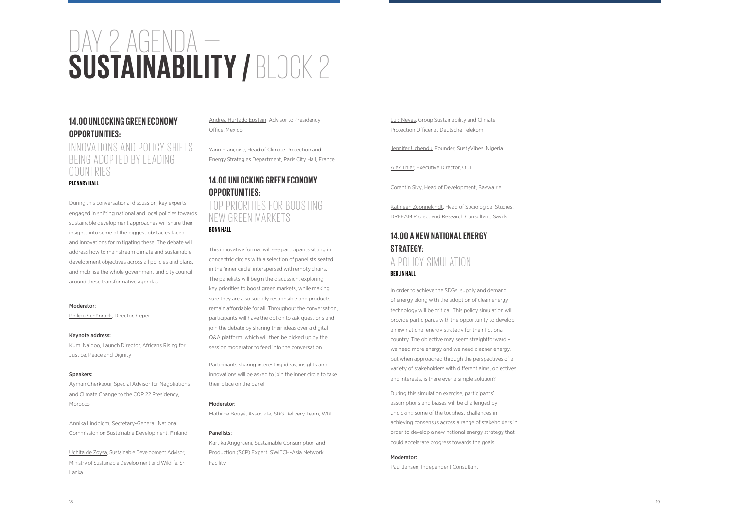# DAY 2 AGENDA – **SUSTAINABILITY /** BLOCK 2

## 14.00 UNLOCKING GREEN ECONOMY OPPORTUNITIES:

### INNOVATIONS AND POLICY SHIFTS BEING ADOPTED BY LEADING COUNTRIES

**PLENARY HALL**

During this conversational discussion, key experts engaged in shifting national and local policies towards sustainable development approaches will share their insights into some of the biggest obstacles faced and innovations for mitigating these. The debate will address how to mainstream climate and sustainable development objectives across all policies and plans, and mobilise the whole government and city council around these transformative agendas.

**Moderator:**
Philipp Schönrock, Director, Cepei

**Keynote address:**
Kumi Naidoo, Launch Director, Africans Rising for Justice, Peace and Dignity

**Speakers:**
Ayman Cherkaoui, Special Advisor for Negotiations and Climate Change to the COP 22 Presidency, Morocco

Annika Lindblom, Secretary-General, National Commission on Sustainable Development, Finland

Uchita de Zoysa, Sustainable Development Advisor, Ministry of Sustainable Development and Wildlife, Sri Lanka

Andrea Hurtado Epstein, Advisor to Presidency Office, Mexico

Yann Françoise, Head of Climate Protection and Energy Strategies Department, Paris City Hall, France

## 14.00 UNLOCKING GREEN ECONOMY OPPORTUNITIES:

### TOP PRIORITIES FOR BOOSTING NEW GREEN MARKETS

**BONN HALL**

This innovative format will see participants sitting in concentric circles with a selection of panelists seated in the 'inner circle' interspersed with empty chairs. The panelists will begin the discussion, exploring key priorities to boost green markets, while making sure they are also socially responsible and products remain affordable for all. Throughout the conversation, participants will have the option to ask questions and join the debate by sharing their ideas over a digital Q&A platform, which will then be picked up by the session moderator to feed into the conversation.

Participants sharing interesting ideas, insights and innovations will be asked to join the inner circle to take their place on the panel!

**Moderator:**
Mathilde Bouyé, Associate, SDG Delivery Team, WRI

**Panelists:**
Kartika Anggraeni, Sustainable Consumption and Production (SCP) Expert, SWITCH-Asia Network Facility

Luis Neves, Group Sustainability and Climate Protection Officer at Deutsche Telekom

Jennifer Uchendu, Founder, SustyVibes, Nigeria

Alex Thier, Executive Director, ODI

Corentin Sivy, Head of Development, Baywa r.e.

Kathleen Zoonnekindt, Head of Sociological Studies, DREEAM Project and Research Consultant, Savills

## 14.00 A NEW NATIONAL ENERGY STRATEGY:

### A POLICY SIMULATION

**BERLIN HALL**

In order to achieve the SDGs, supply and demand of energy along with the adoption of clean energy technology will be critical. This policy simulation will provide participants with the opportunity to develop a new national energy strategy for their fictional country. The objective may seem straightforward – we need more energy and we need cleaner energy, but when approached through the perspectives of a variety of stakeholders with different aims, objectives and interests, is there ever a simple solution?

During this simulation exercise, participants' assumptions and biases will be challenged by unpicking some of the toughest challenges in achieving consensus across a range of stakeholders in order to develop a new national energy strategy that could accelerate progress towards the goals.

**Moderator:**
Paul Jansen, Independent Consultant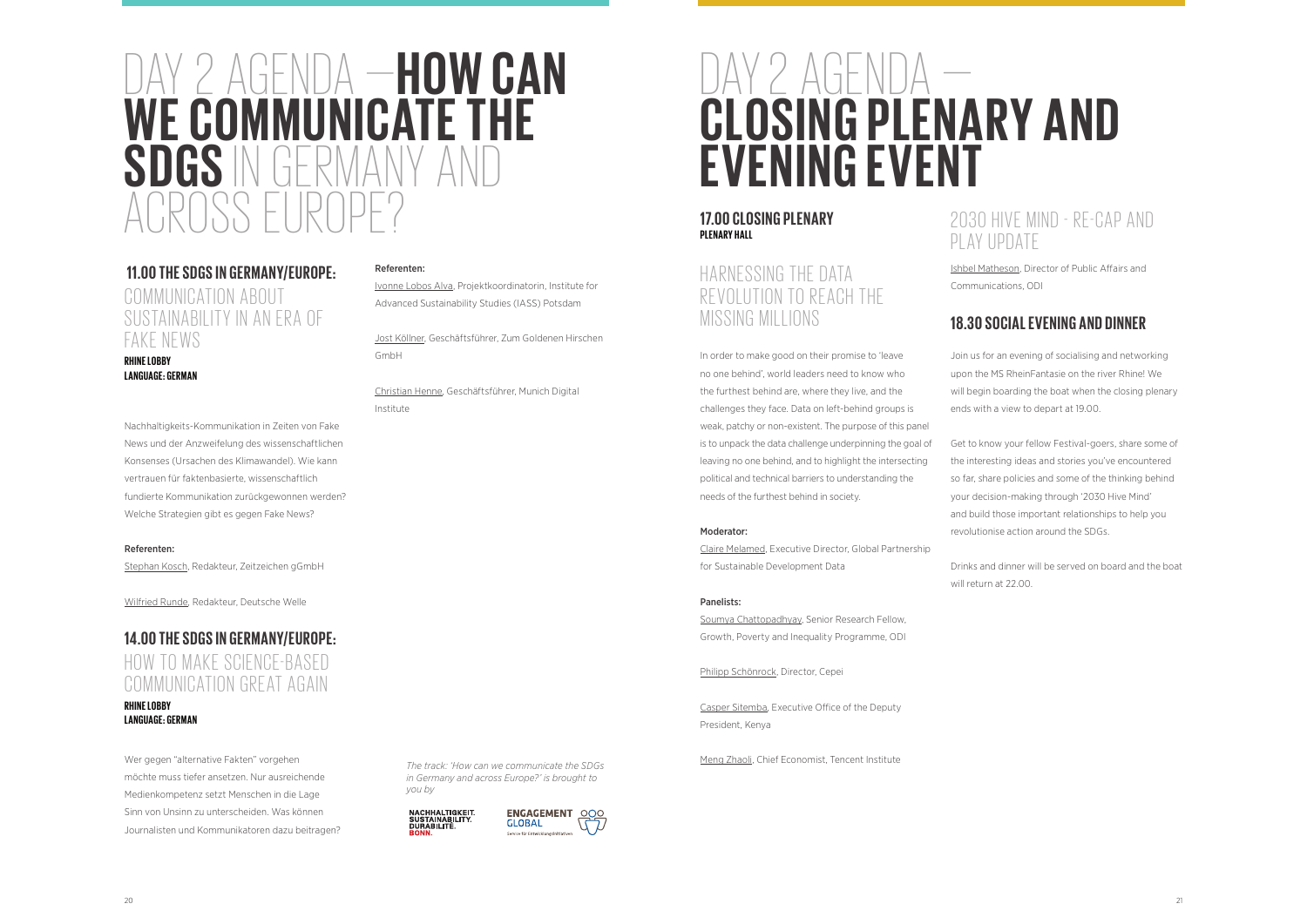# DAY 2 AGENDA — **HOW CAN WE COMMUNICATE THE SDGS** IN GERMANY AND ACROSS EUROPE?

## 11.00 THE SDGS IN GERMANY/EUROPE:

### COMMUNICATION ABOUT SUSTAINABILITY IN AN ERA OF FAKE NEWS

**RHINE LOBBY**
**LANGUAGE: GERMAN**

Nachhaltigkeits-Kommunikation in Zeiten von Fake News und der Anzweifelung des wissenschaftlichen Konsenses (Ursachen des Klimawandel). Wie kann vertrauen für faktenbasierte, wissenschaftlich fundierte Kommunikation zurückgewonnen werden? Welche Strategien gibt es gegen Fake News?

**Referenten:**

Stephan Kosch, Redakteur, Zeitzeichen gGmbH

Wilfried Runde, Redakteur, Deutsche Welle

## 14.00 THE SDGS IN GERMANY/EUROPE:

### HOW TO MAKE SCIENCE-BASED COMMUNICATION GREAT AGAIN

**RHINE LOBBY**
**LANGUAGE: GERMAN**

Wer gegen "alternative Fakten" vorgehen möchte muss tiefer ansetzen. Nur ausreichende Medienkompetenz setzt Menschen in die Lage Sinn von Unsinn zu unterscheiden. Was können Journalisten und Kommunikatoren dazu beitragen?

**Referenten:**

Ivonne Lobos Alva, Projektkoordinatorin, Institute for Advanced Sustainability Studies (IASS) Potsdam

Jost Köllner, Geschäftsführer, Zum Goldenen Hirschen GmbH

Christian Henne, Geschäftsführer, Munich Digital Institute

*The track: 'How can we communicate the SDGs in Germany and across Europe?' is brought to you by*

NACHHALTIGKEIT. SUSTAINABILITY. DURABILITÉ. BONN.

ENGAGEMENT GLOBAL Service für Entwicklungsinitiativen

# DAY 2 AGENDA — **CLOSING PLENARY AND EVENING EVENT**

## 17.00 CLOSING PLENARY

**PLENARY HALL**

### HARNESSING THE DATA REVOLUTION TO REACH THE MISSING MILLIONS

In order to make good on their promise to 'leave no one behind', world leaders need to know who the furthest behind are, where they live, and the challenges they face. Data on left-behind groups is weak, patchy or non-existent. The purpose of this panel is to unpack the data challenge underpinning the goal of leaving no one behind, and to highlight the intersecting political and technical barriers to understanding the needs of the furthest behind in society.

**Moderator:**

Claire Melamed, Executive Director, Global Partnership for Sustainable Development Data

**Panelists:**

Soumya Chattopadhyay, Senior Research Fellow, Growth, Poverty and Inequality Programme, ODI

Philipp Schönrock, Director, Cepei

Casper Sitemba, Executive Office of the Deputy President, Kenya

Meng Zhaoli, Chief Economist, Tencent Institute

### 2030 HIVE MIND - RE-CAP AND PLAY UPDATE

Ishbel Matheson, Director of Public Affairs and Communications, ODI

## 18.30 SOCIAL EVENING AND DINNER

Join us for an evening of socialising and networking upon the MS RheinFantasie on the river Rhine! We will begin boarding the boat when the closing plenary ends with a view to depart at 19.00.

Get to know your fellow Festival-goers, share some of the interesting ideas and stories you've encountered so far, share policies and some of the thinking behind your decision-making through '2030 Hive Mind' and build those important relationships to help you revolutionise action around the SDGs.

Drinks and dinner will be served on board and the boat will return at 22.00.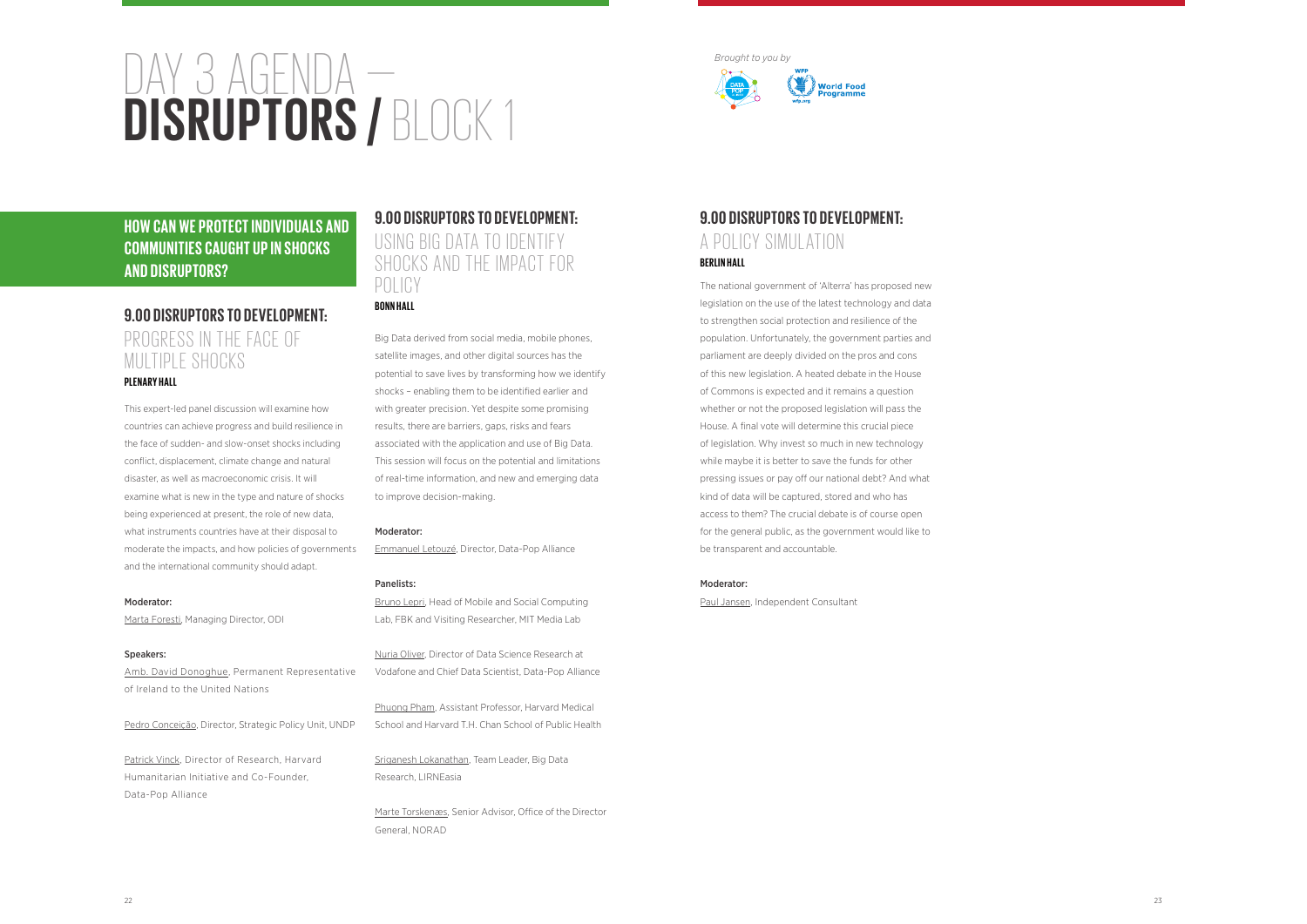# DAY 3 AGENDA — DISRUPTORS / BLOCK 1

*Brought to you by*

## HOW CAN WE PROTECT INDIVIDUALS AND COMMUNITIES CAUGHT UP IN SHOCKS AND DISRUPTORS?

### 9.00 DISRUPTORS TO DEVELOPMENT: PROGRESS IN THE FACE OF MULTIPLE SHOCKS

**PLENARY HALL**

This expert-led panel discussion will examine how countries can achieve progress and build resilience in the face of sudden- and slow-onset shocks including conflict, displacement, climate change and natural disaster, as well as macroeconomic crisis. It will examine what is new in the type and nature of shocks being experienced at present, the role of new data, what instruments countries have at their disposal to moderate the impacts, and how policies of governments and the international community should adapt.

**Moderator:**

Marta Foresti, Managing Director, ODI

**Speakers:**

Amb. David Donoghue, Permanent Representative of Ireland to the United Nations

Pedro Conceição, Director, Strategic Policy Unit, UNDP

Patrick Vinck, Director of Research, Harvard Humanitarian Initiative and Co-Founder, Data-Pop Alliance

### 9.00 DISRUPTORS TO DEVELOPMENT: USING BIG DATA TO IDENTIFY SHOCKS AND THE IMPACT FOR POLICY

**BONN HALL**

Big Data derived from social media, mobile phones, satellite images, and other digital sources has the potential to save lives by transforming how we identify shocks – enabling them to be identified earlier and with greater precision. Yet despite some promising results, there are barriers, gaps, risks and fears associated with the application and use of Big Data. This session will focus on the potential and limitations of real-time information, and new and emerging data to improve decision-making.

**Moderator:**

Emmanuel Letouzé, Director, Data-Pop Alliance

**Panelists:**

Bruno Lepri, Head of Mobile and Social Computing Lab, FBK and Visiting Researcher, MIT Media Lab

Nuria Oliver, Director of Data Science Research at Vodafone and Chief Data Scientist, Data-Pop Alliance

Phuong Pham, Assistant Professor, Harvard Medical School and Harvard T.H. Chan School of Public Health

Sriganesh Lokanathan, Team Leader, Big Data Research, LIRNEasia

Marte Torskenæs, Senior Advisor, Office of the Director General, NORAD

### 9.00 DISRUPTORS TO DEVELOPMENT: A POLICY SIMULATION

**BERLIN HALL**

The national government of 'Alterra' has proposed new legislation on the use of the latest technology and data to strengthen social protection and resilience of the population. Unfortunately, the government parties and parliament are deeply divided on the pros and cons of this new legislation. A heated debate in the House of Commons is expected and it remains a question whether or not the proposed legislation will pass the House. A final vote will determine this crucial piece of legislation. Why invest so much in new technology while maybe it is better to save the funds for other pressing issues or pay off our national debt? And what kind of data will be captured, stored and who has access to them? The crucial debate is of course open for the general public, as the government would like to be transparent and accountable.

**Moderator:**

Paul Jansen, Independent Consultant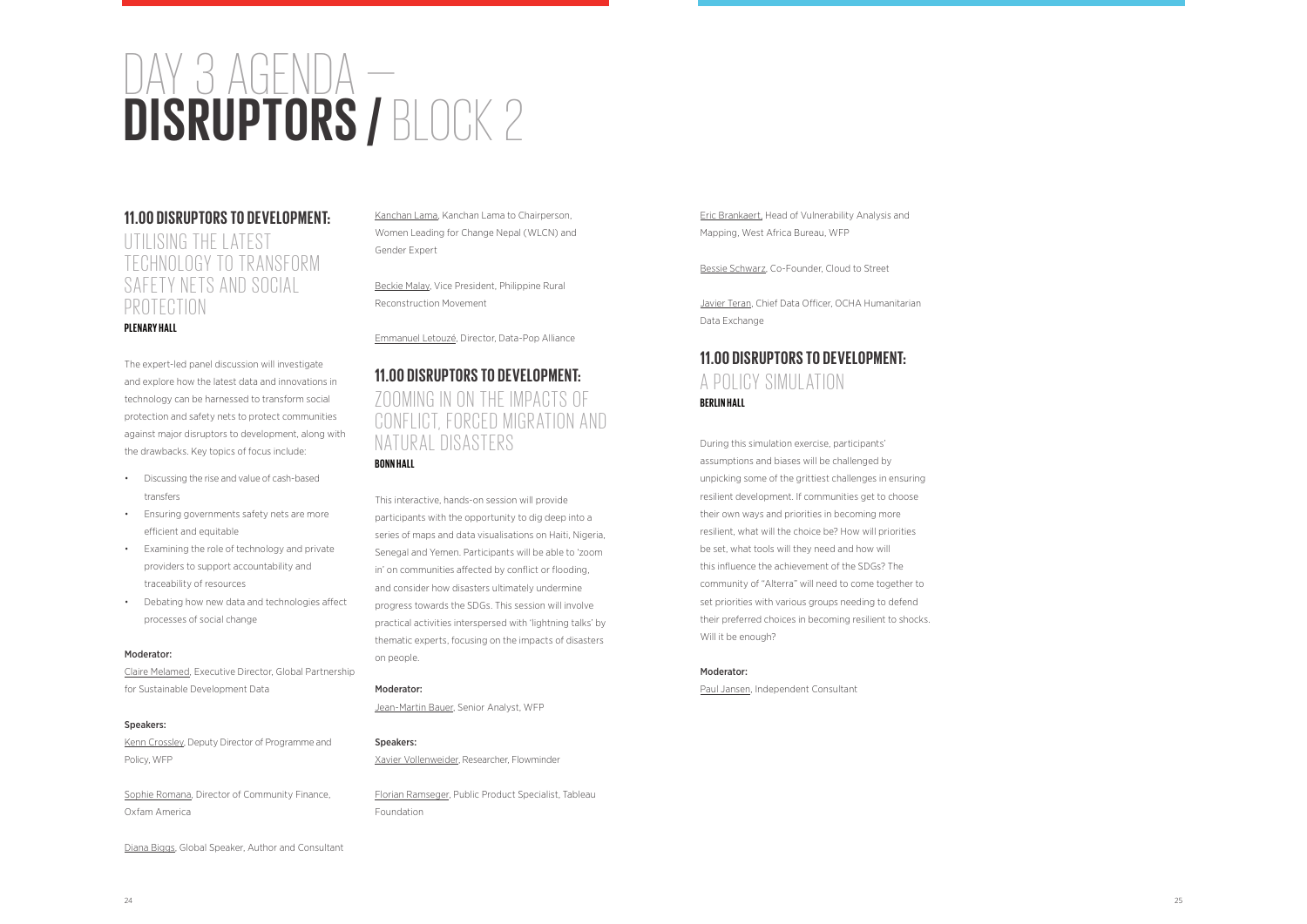# DAY 3 AGENDA – **DISRUPTORS /** BLOCK 2

## 11.00 DISRUPTORS TO DEVELOPMENT:

### UTILISING THE LATEST TECHNOLOGY TO TRANSFORM SAFETY NETS AND SOCIAL PROTECTION

**PLENARY HALL**

The expert-led panel discussion will investigate and explore how the latest data and innovations in technology can be harnessed to transform social protection and safety nets to protect communities against major disruptors to development, along with the drawbacks. Key topics of focus include:

- Discussing the rise and value of cash-based transfers
- Ensuring governments safety nets are more efficient and equitable
- Examining the role of technology and private providers to support accountability and traceability of resources
- Debating how new data and technologies affect processes of social change

**Moderator:**

Claire Melamed, Executive Director, Global Partnership for Sustainable Development Data

**Speakers:**

Kenn Crossley, Deputy Director of Programme and Policy, WFP

Sophie Romana, Director of Community Finance, Oxfam America

Diana Biggs, Global Speaker, Author and Consultant

Kanchan Lama, Kanchan Lama to Chairperson, Women Leading for Change Nepal (WLCN) and Gender Expert

Beckie Malay, Vice President, Philippine Rural Reconstruction Movement

Emmanuel Letouzé, Director, Data-Pop Alliance

## 11.00 DISRUPTORS TO DEVELOPMENT:

### ZOOMING IN ON THE IMPACTS OF CONFLICT, FORCED MIGRATION AND NATURAL DISASTERS

**BONN HALL**

This interactive, hands-on session will provide participants with the opportunity to dig deep into a series of maps and data visualisations on Haiti, Nigeria, Senegal and Yemen. Participants will be able to 'zoom in' on communities affected by conflict or flooding, and consider how disasters ultimately undermine progress towards the SDGs. This session will involve practical activities interspersed with 'lightning talks' by thematic experts, focusing on the impacts of disasters on people.

**Moderator:**

Jean-Martin Bauer, Senior Analyst, WFP

**Speakers:**

Xavier Vollenweider, Researcher, Flowminder

Florian Ramseger, Public Product Specialist, Tableau Foundation

Eric Brankaert, Head of Vulnerability Analysis and Mapping, West Africa Bureau, WFP

Bessie Schwarz, Co-Founder, Cloud to Street

Javier Teran, Chief Data Officer, OCHA Humanitarian Data Exchange

## 11.00 DISRUPTORS TO DEVELOPMENT:

### A POLICY SIMULATION

**BERLIN HALL**

During this simulation exercise, participants' assumptions and biases will be challenged by unpicking some of the grittiest challenges in ensuring resilient development. If communities get to choose their own ways and priorities in becoming more resilient, what will the choice be? How will priorities be set, what tools will they need and how will this influence the achievement of the SDGs? The community of "Alterra" will need to come together to set priorities with various groups needing to defend their preferred choices in becoming resilient to shocks. Will it be enough?

**Moderator:**

Paul Jansen, Independent Consultant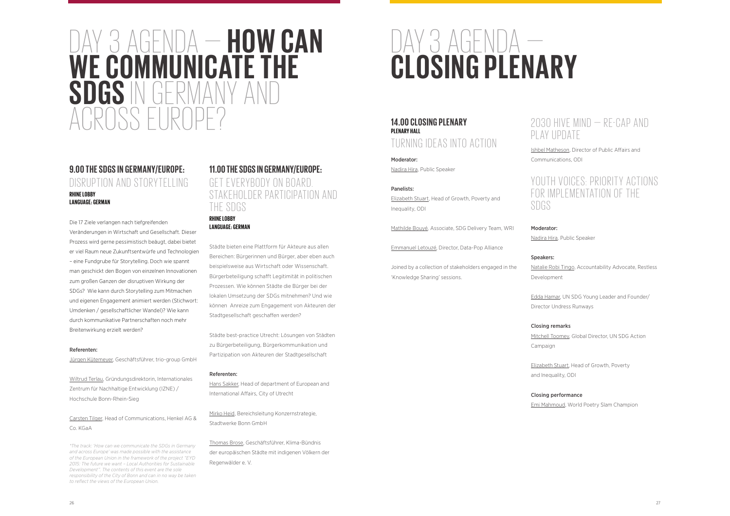# DAY 3 AGENDA — **HOW CAN WE COMMUNICATE THE SDGS** IN GERMANY AND ACROSS EUROPE?

## 9.00 THE SDGS IN GERMANY/EUROPE:
### DISRUPTION AND STORYTELLING

**RHINE LOBBY**
**LANGUAGE: GERMAN**

Die 17 Ziele verlangen nach tiefgreifenden Veränderungen in Wirtschaft und Gesellschaft. Dieser Prozess wird gerne pessimistisch beäugt, dabei bietet er viel Raum neue Zukunftsentwürfe und Technologien – eine Fundgrube für Storytelling. Doch wie spannt man geschickt den Bogen von einzelnen Innovationen zum großen Ganzen der disruptiven Wirkung der SDGs? Wie kann durch Storytelling zum Mitmachen und eigenen Engagement animiert werden (Stichwort: Umdenken / gesellschaftlicher Wandel)? Wie kann durch kommunikative Partnerschaften noch mehr Breitenwirkung erzielt werden?

**Referenten:**

Jürgen Kütemeyer, Geschäftsführer, trio-group GmbH

Wiltrud Terlau, Gründungsdirektorin, Internationales Zentrum für Nachhaltige Entwicklung (IZNE) / Hochschule Bonn-Rhein-Sieg

Carsten Tilger, Head of Communications, Henkel AG & Co. KGaA

*\*The track: 'How can we communicate the SDGs in Germany and across Europe' was made possible with the assistance of the European Union in the framework of the project "EYD 2015: The future we want – Local Authorities for Sustainable Development". The contents of this event are the sole responsibility of the City of Bonn and can in no way be taken to reflect the views of the European Union.*

## 11.00 THE SDGS IN GERMANY/EUROPE:
### GET EVERYBODY ON BOARD. STAKEHOLDER PARTICIPATION AND THE SDGS

**RHINE LOBBY**
**LANGUAGE: GERMAN**

Städte bieten eine Plattform für Akteure aus allen Bereichen: Bürgerinnen und Bürger, aber eben auch beispielsweise aus Wirtschaft oder Wissenschaft. Bürgerbeteiligung schafft Legitimität in politischen Prozessen. Wie können Städte die Bürger bei der lokalen Umsetzung der SDGs mitnehmen? Und wie können Anreize zum Engagement von Akteuren der Stadtgesellschaft geschaffen werden?

Städte best-practice Utrecht: Lösungen von Städten zu Bürgerbeteiligung, Bürgerkommunikation und Partizipation von Akteuren der Stadtgesellschaft

**Referenten:**

Hans Sakker, Head of department of European and International Affairs, City of Utrecht

Mirko Heid, Bereichsleitung Konzernstrategie, Stadtwerke Bonn GmbH

Thomas Brose, Geschäftsführer, Klima-Bündnis der europäischen Städte mit indigenen Völkern der Regenwälder e. V.

# DAY 3 AGENDA — **CLOSING PLENARY**

## 14.00 CLOSING PLENARY

**PLENARY HALL**

### TURNING IDEAS INTO ACTION

**Moderator:**

Nadira Hira, Public Speaker

**Panelists:**

Elizabeth Stuart, Head of Growth, Poverty and Inequality, ODI

Mathilde Bouyé, Associate, SDG Delivery Team, WRI

Emmanuel Letouzé, Director, Data-Pop Alliance

Joined by a collection of stakeholders engaged in the 'Knowledge Sharing' sessions.

### 2030 HIVE MIND — RE-CAP AND PLAY UPDATE

Ishbel Matheson, Director of Public Affairs and Communications, ODI

### YOUTH VOICES: PRIORITY ACTIONS FOR IMPLEMENTATION OF THE SDGS

**Moderator:**

Nadira Hira, Public Speaker

**Speakers:**

Natalie Robi Tingo, Accountability Advocate, Restless Development

Edda Hamar, UN SDG Young Leader and Founder/ Director Undress Runways

**Closing remarks**

Mitchell Toomey, Global Director, UN SDG Action Campaign

Elizabeth Stuart, Head of Growth, Poverty and Inequality, ODI

**Closing performance**

Emi Mahmoud, World Poetry Slam Champion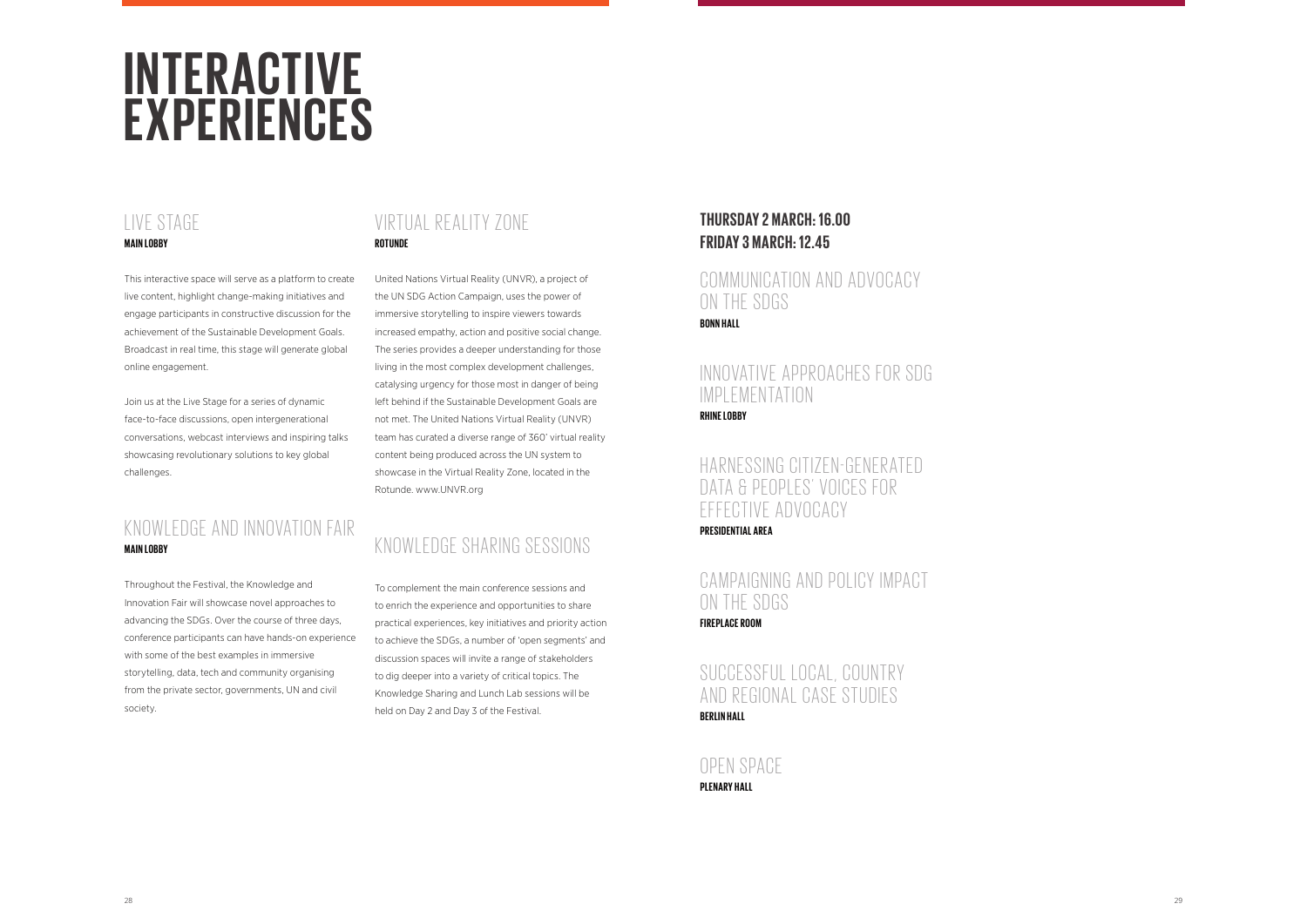# INTERACTIVE EXPERIENCES

## LIVE STAGE

**MAIN LOBBY**

This interactive space will serve as a platform to create live content, highlight change-making initiatives and engage participants in constructive discussion for the achievement of the Sustainable Development Goals. Broadcast in real time, this stage will generate global online engagement.

Join us at the Live Stage for a series of dynamic face-to-face discussions, open intergenerational conversations, webcast interviews and inspiring talks showcasing revolutionary solutions to key global challenges.

## KNOWLEDGE AND INNOVATION FAIR

**MAIN LOBBY**

Throughout the Festival, the Knowledge and Innovation Fair will showcase novel approaches to advancing the SDGs. Over the course of three days, conference participants can have hands-on experience with some of the best examples in immersive storytelling, data, tech and community organising from the private sector, governments, UN and civil society.

## VIRTUAL REALITY ZONE

**ROTUNDE**

United Nations Virtual Reality (UNVR), a project of the UN SDG Action Campaign, uses the power of immersive storytelling to inspire viewers towards increased empathy, action and positive social change. The series provides a deeper understanding for those living in the most complex development challenges, catalysing urgency for those most in danger of being left behind if the Sustainable Development Goals are not met. The United Nations Virtual Reality (UNVR) team has curated a diverse range of 360' virtual reality content being produced across the UN system to showcase in the Virtual Reality Zone, located in the Rotunde. www.UNVR.org

## KNOWLEDGE SHARING SESSIONS

To complement the main conference sessions and to enrich the experience and opportunities to share practical experiences, key initiatives and priority action to achieve the SDGs, a number of 'open segments' and discussion spaces will invite a range of stakeholders to dig deeper into a variety of critical topics. The Knowledge Sharing and Lunch Lab sessions will be held on Day 2 and Day 3 of the Festival.

**THURSDAY 2 MARCH: 16.00**
**FRIDAY 3 MARCH: 12.45**

### COMMUNICATION AND ADVOCACY ON THE SDGS

**BONN HALL**

### INNOVATIVE APPROACHES FOR SDG IMPLEMENTATION

**RHINE LOBBY**

### HARNESSING CITIZEN-GENERATED DATA & PEOPLES' VOICES FOR EFFECTIVE ADVOCACY

**PRESIDENTIAL AREA**

### CAMPAIGNING AND POLICY IMPACT ON THE SDGS

**FIREPLACE ROOM**

### SUCCESSFUL LOCAL, COUNTRY AND REGIONAL CASE STUDIES

**BERLIN HALL**

### OPEN SPACE

**PLENARY HALL**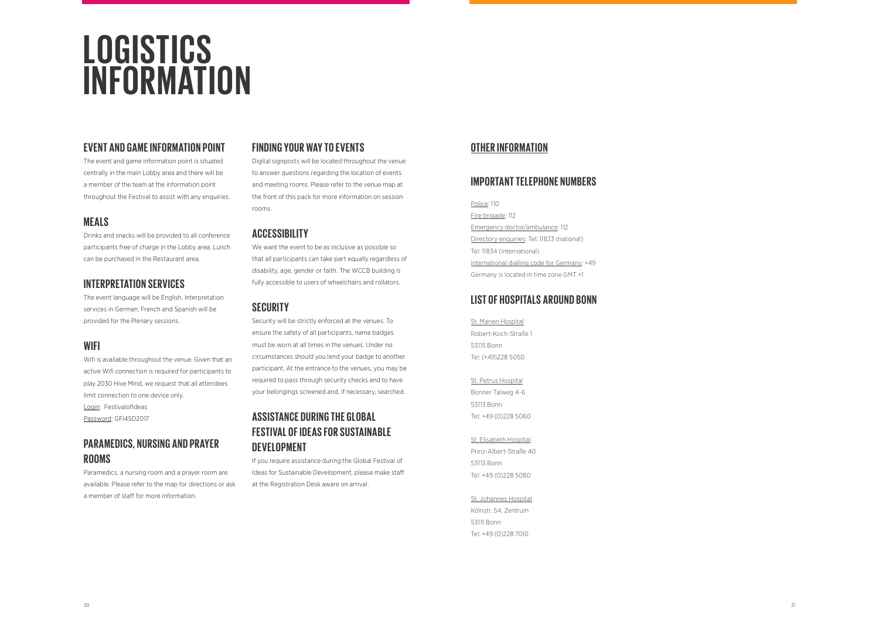# LOGISTICS INFORMATION

## EVENT AND GAME INFORMATION POINT

The event and game information point is situated centrally in the main Lobby area and there will be a member of the team at the information point throughout the Festival to assist with any enquiries.

## MEALS

Drinks and snacks will be provided to all conference participants free of charge in the Lobby area. Lunch can be purchased in the Restaurant area.

## INTERPRETATION SERVICES

The event language will be English. Interpretation services in German, French and Spanish will be provided for the Plenary sessions.

## WIFI

Wifi is available throughout the venue. Given that an active Wifi connection is required for participants to play 2030 Hive Mind, we request that all attendees limit connection to one device only.

Login: FestivalofIdeas
Password: GFI4SD2017

## PARAMEDICS, NURSING AND PRAYER ROOMS

Paramedics, a nursing room and a prayer room are available. Please refer to the map for directions or ask a member of staff for more information.

## FINDING YOUR WAY TO EVENTS

Digital signposts will be located throughout the venue to answer questions regarding the location of events and meeting rooms. Please refer to the venue map at the front of this pack for more information on session rooms.

## ACCESSIBILITY

We want the event to be as inclusive as possible so that all participants can take part equally regardless of disability, age, gender or faith. The WCCB building is fully accessible to users of wheelchairs and rollators.

## SECURITY

Security will be strictly enforced at the venues. To ensure the safety of all participants, name badges must be worn at all times in the venues. Under no circumstances should you lend your badge to another participant. At the entrance to the venues, you may be required to pass through security checks and to have your belongings screened and, if necessary, searched.

## ASSISTANCE DURING THE GLOBAL FESTIVAL OF IDEAS FOR SUSTAINABLE DEVELOPMENT

If you require assistance during the Global Festival of Ideas for Sustainable Development, please make staff at the Registration Desk aware on arrival.

## OTHER INFORMATION

## IMPORTANT TELEPHONE NUMBERS

Police: 110
Fire brigade: 112
Emergency doctor/ambulance: 112
Directory enquiries: Tel: 11833 (national)
Tel: 11834 (international)
International dialling code for Germany: +49
Germany is located in time zone GMT +1

## LIST OF HOSPITALS AROUND BONN

St. Marien Hospital
Robert-Koch-Straße 1
53115 Bonn
Tel: (+49)228 5050

St. Petrus Hospital
Bonner Talweg 4-6
53113 Bonn
Tel: +49 (0)228 5060

St. Elisabeth Hospital
Prinz-Albert-Straße 40
53113 Bonn
Tel: +49 (0)228 5080

St. Johannes Hospital
Kölnstr. 54, Zentrum
53111 Bonn
Tel: +49 (0)228 7010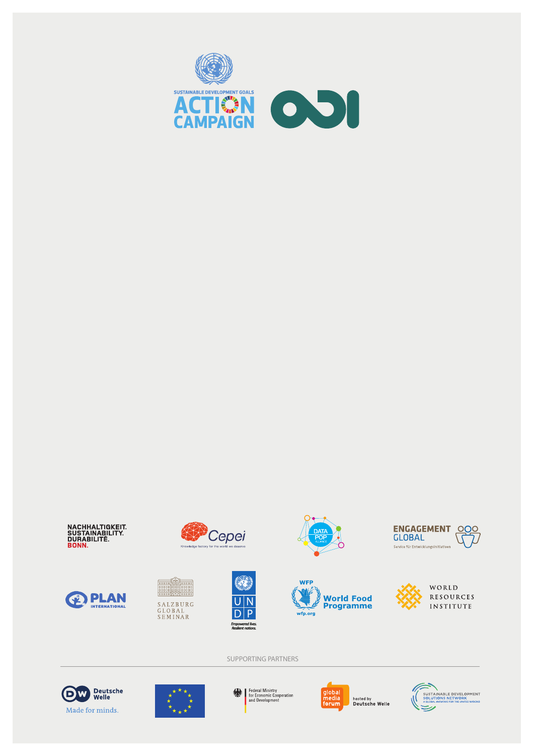SUSTAINABLE DEVELOPMENT GOALS

ACTION CAMPAIGN

ODI

NACHHALTIGKEIT.
SUSTAINABILITY.
DURABILITÉ.
BONN.

Cepei

Knowledge factory for the world we deserve

DATA POP ALLIANCE

ENGAGEMENT GLOBAL

Service für Entwicklungsinitiativen

PLAN INTERNATIONAL

SALZBURG GLOBAL SEMINAR

UNDP

Empowered lives. Resilient nations.

WFP

World Food Programme

wfp.org

WORLD RESOURCES INSTITUTE

SUPPORTING PARTNERS

Deutsche Welle

Made for minds.

Federal Ministry for Economic Cooperation and Development

global media forum

hosted by Deutsche Welle

SUSTAINABLE DEVELOPMENT SOLUTIONS NETWORK

A GLOBAL INITIATIVE FOR THE UNITED NATIONS